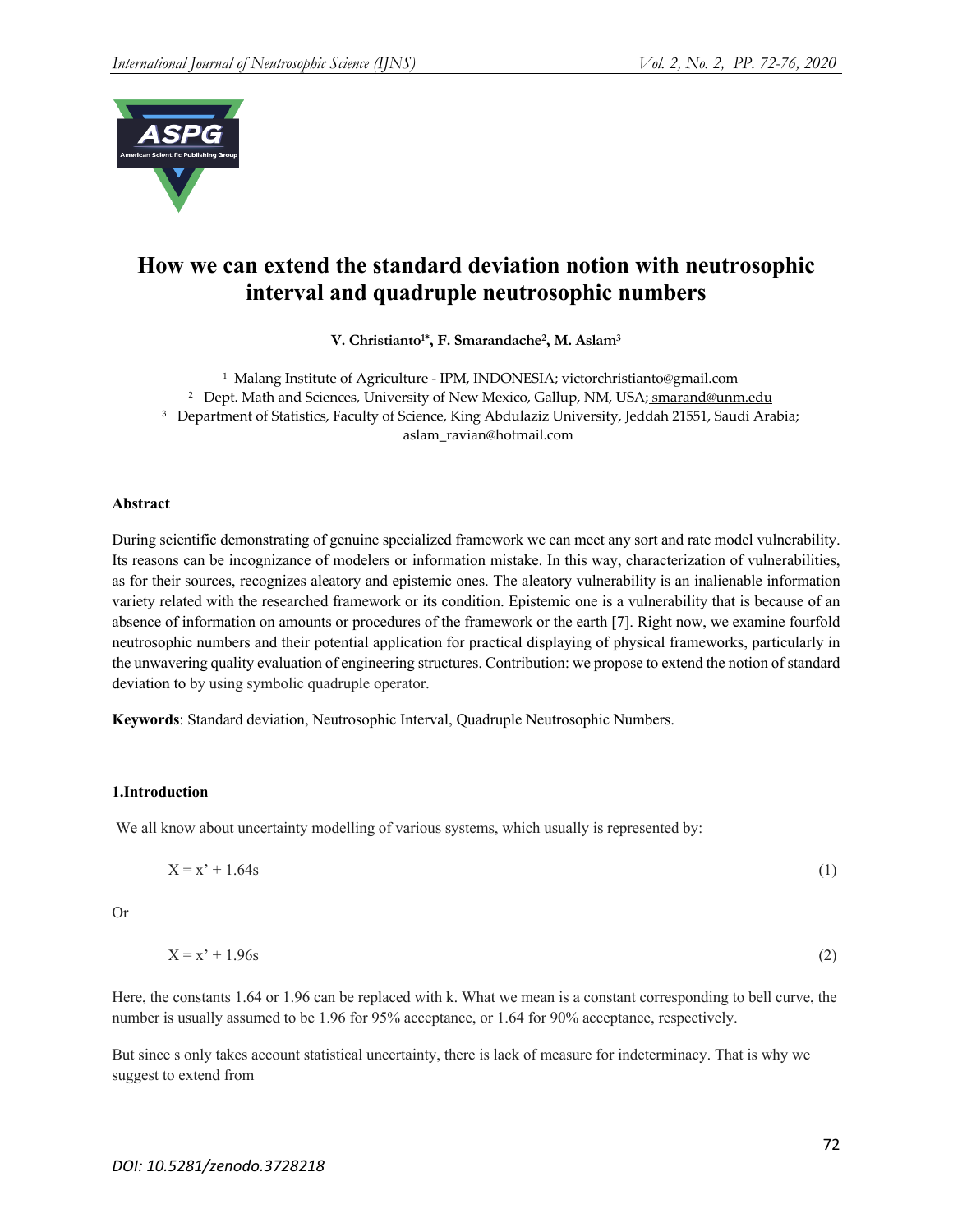# How we can extend the standard deviation notion with neutrosophic interval and quadruple neutrosophic numbers

**V. Christianto[1*], F. Smarandache[2], M. Aslam[3]**

[1] Malang Institute of Agriculture - IPM, INDONESIA; victorchristianto@gmail.com

[2] Dept. Math and Sciences, University of New Mexico, Gallup, NM, USA; smarand@unm.edu

[3] Department of Statistics, Faculty of Science, King Abdulaziz University, Jeddah 21551, Saudi Arabia; aslam_ravian@hotmail.com

### Abstract

During scientific demonstrating of genuine specialized framework we can meet any sort and rate model vulnerability. Its reasons can be incognizance of modelers or information mistake. In this way, characterization of vulnerabilities, as for their sources, recognizes aleatory and epistemic ones. The aleatory vulnerability is an inalienable information variety related with the researched framework or its condition. Epistemic one is a vulnerability that is because of an absence of information on amounts or procedures of the framework or the earth [7]. Right now, we examine fourfold neutrosophic numbers and their potential application for practical displaying of physical frameworks, particularly in the unwavering quality evaluation of engineering structures. Contribution: we propose to extend the notion of standard deviation to by using symbolic quadruple operator.

**Keywords**: Standard deviation, Neutrosophic Interval, Quadruple Neutrosophic Numbers.

## 1.Introduction

We all know about uncertainty modelling of various systems, which usually is represented by:

$$X = x' + 1.64s \tag{1}$$

Or

$$X = x' + 1.96s \tag{2}$$

Here, the constants 1.64 or 1.96 can be replaced with k. What we mean is a constant corresponding to bell curve, the number is usually assumed to be 1.96 for 95% acceptance, or 1.64 for 90% acceptance, respectively.

But since s only takes account statistical uncertainty, there is lack of measure for indeterminacy. That is why we suggest to extend from

*DOI: 10.5281/zenodo.3728218*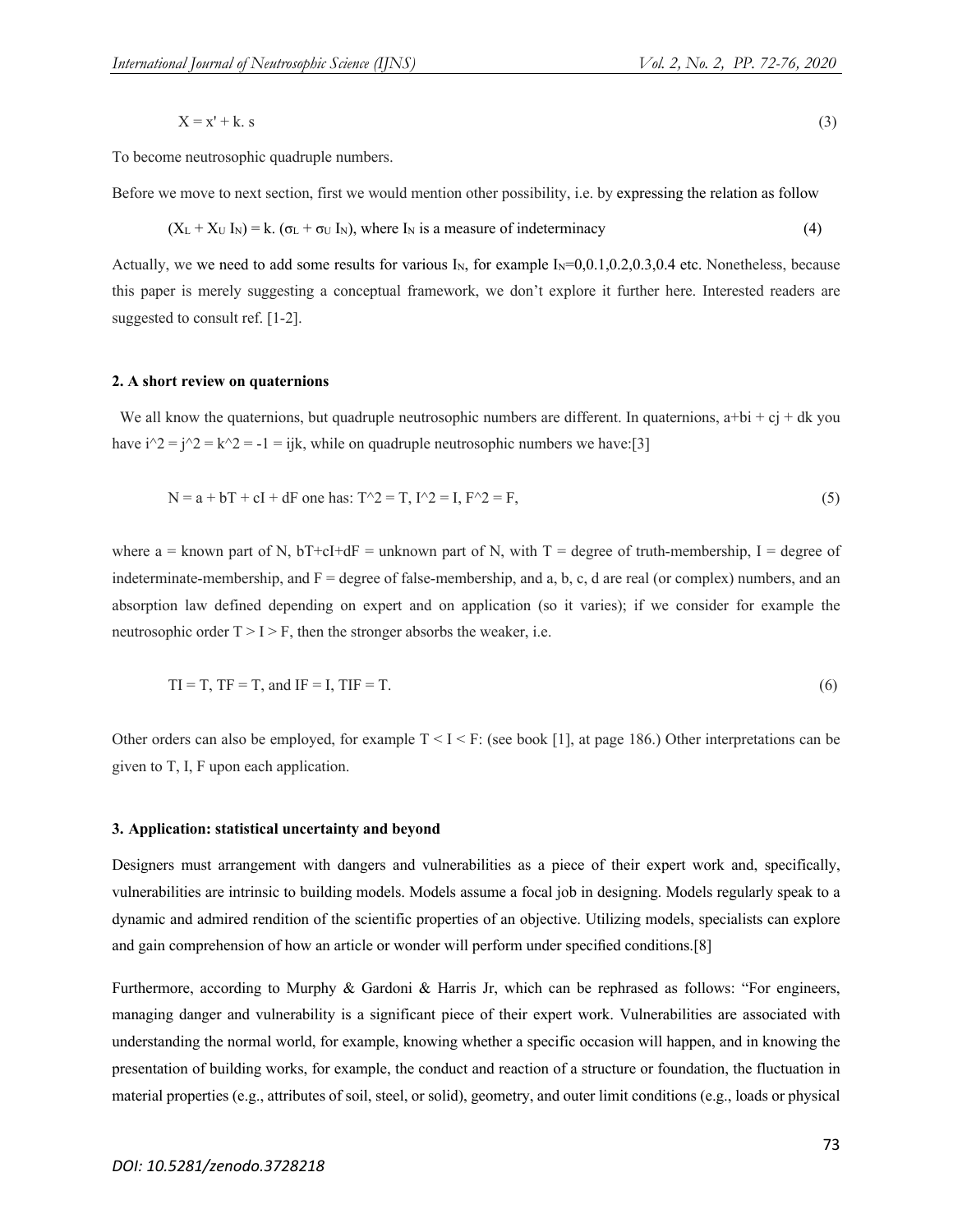$$X = x' + k.\ s \tag{3}$$

To become neutrosophic quadruple numbers.

Before we move to next section, first we would mention other possibility, i.e. by expressing the relation as follow

$$(X_L + X_U\ I_N) = k.\ (\sigma_L + \sigma_U\ I_N), \text{ where } I_N \text{ is a measure of indeterminacy} \tag{4}$$

Actually, we we need to add some results for various $I_N$, for example $I_N$=0,0.1,0.2,0.3,0.4 etc. Nonetheless, because this paper is merely suggesting a conceptual framework, we don't explore it further here. Interested readers are suggested to consult ref. [1-2].

## 2. A short review on quaternions

We all know the quaternions, but quadruple neutrosophic numbers are different. In quaternions, a+bi + cj + dk you have i^2 = j^2 = k^2 = -1 = ijk, while on quadruple neutrosophic numbers we have:[3]

$$N = a + bT + cI + dF \text{ one has: } T^2 = T,\ I^2 = I,\ F^2 = F, \tag{5}$$

where a = known part of N, bT+cI+dF = unknown part of N, with T = degree of truth-membership, I = degree of indeterminate-membership, and F = degree of false-membership, and a, b, c, d are real (or complex) numbers, and an absorption law defined depending on expert and on application (so it varies); if we consider for example the neutrosophic order T > I > F, then the stronger absorbs the weaker, i.e.

$$TI = T,\ TF = T, \text{ and } IF = I,\ TIF = T. \tag{6}$$

Other orders can also be employed, for example T < I < F: (see book [1], at page 186.) Other interpretations can be given to T, I, F upon each application.

## 3. Application: statistical uncertainty and beyond

Designers must arrangement with dangers and vulnerabilities as a piece of their expert work and, specifically, vulnerabilities are intrinsic to building models. Models assume a focal job in designing. Models regularly speak to a dynamic and admired rendition of the scientific properties of an objective. Utilizing models, specialists can explore and gain comprehension of how an article or wonder will perform under specified conditions.[8]

Furthermore, according to Murphy & Gardoni & Harris Jr, which can be rephrased as follows: "For engineers, managing danger and vulnerability is a significant piece of their expert work. Vulnerabilities are associated with understanding the normal world, for example, knowing whether a specific occasion will happen, and in knowing the presentation of building works, for example, the conduct and reaction of a structure or foundation, the fluctuation in material properties (e.g., attributes of soil, steel, or solid), geometry, and outer limit conditions (e.g., loads or physical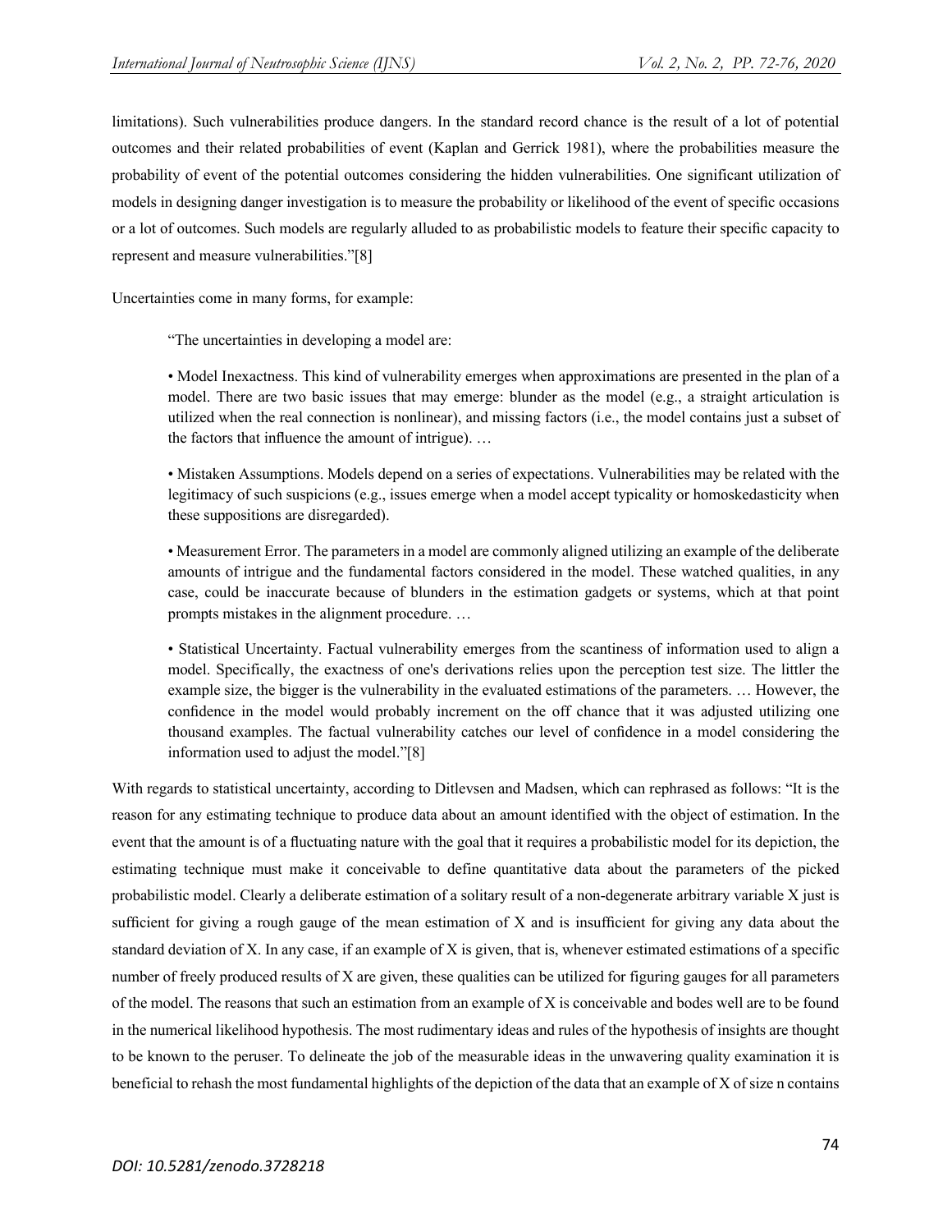limitations). Such vulnerabilities produce dangers. In the standard record chance is the result of a lot of potential outcomes and their related probabilities of event (Kaplan and Gerrick 1981), where the probabilities measure the probability of event of the potential outcomes considering the hidden vulnerabilities. One significant utilization of models in designing danger investigation is to measure the probability or likelihood of the event of specific occasions or a lot of outcomes. Such models are regularly alluded to as probabilistic models to feature their specific capacity to represent and measure vulnerabilities."[8]

Uncertainties come in many forms, for example:

> "The uncertainties in developing a model are:
>
> • Model Inexactness. This kind of vulnerability emerges when approximations are presented in the plan of a model. There are two basic issues that may emerge: blunder as the model (e.g., a straight articulation is utilized when the real connection is nonlinear), and missing factors (i.e., the model contains just a subset of the factors that influence the amount of intrigue). …
>
> • Mistaken Assumptions. Models depend on a series of expectations. Vulnerabilities may be related with the legitimacy of such suspicions (e.g., issues emerge when a model accept typicality or homoskedasticity when these suppositions are disregarded).
>
> • Measurement Error. The parameters in a model are commonly aligned utilizing an example of the deliberate amounts of intrigue and the fundamental factors considered in the model. These watched qualities, in any case, could be inaccurate because of blunders in the estimation gadgets or systems, which at that point prompts mistakes in the alignment procedure. …
>
> • Statistical Uncertainty. Factual vulnerability emerges from the scantiness of information used to align a model. Specifically, the exactness of one's derivations relies upon the perception test size. The littler the example size, the bigger is the vulnerability in the evaluated estimations of the parameters. … However, the confidence in the model would probably increment on the off chance that it was adjusted utilizing one thousand examples. The factual vulnerability catches our level of confidence in a model considering the information used to adjust the model."[8]

With regards to statistical uncertainty, according to Ditlevsen and Madsen, which can rephrased as follows: "It is the reason for any estimating technique to produce data about an amount identified with the object of estimation. In the event that the amount is of a fluctuating nature with the goal that it requires a probabilistic model for its depiction, the estimating technique must make it conceivable to define quantitative data about the parameters of the picked probabilistic model. Clearly a deliberate estimation of a solitary result of a non-degenerate arbitrary variable X just is sufficient for giving a rough gauge of the mean estimation of X and is insufficient for giving any data about the standard deviation of X. In any case, if an example of X is given, that is, whenever estimated estimations of a specific number of freely produced results of X are given, these qualities can be utilized for figuring gauges for all parameters of the model. The reasons that such an estimation from an example of X is conceivable and bodes well are to be found in the numerical likelihood hypothesis. The most rudimentary ideas and rules of the hypothesis of insights are thought to be known to the peruser. To delineate the job of the measurable ideas in the unwavering quality examination it is beneficial to rehash the most fundamental highlights of the depiction of the data that an example of X of size n contains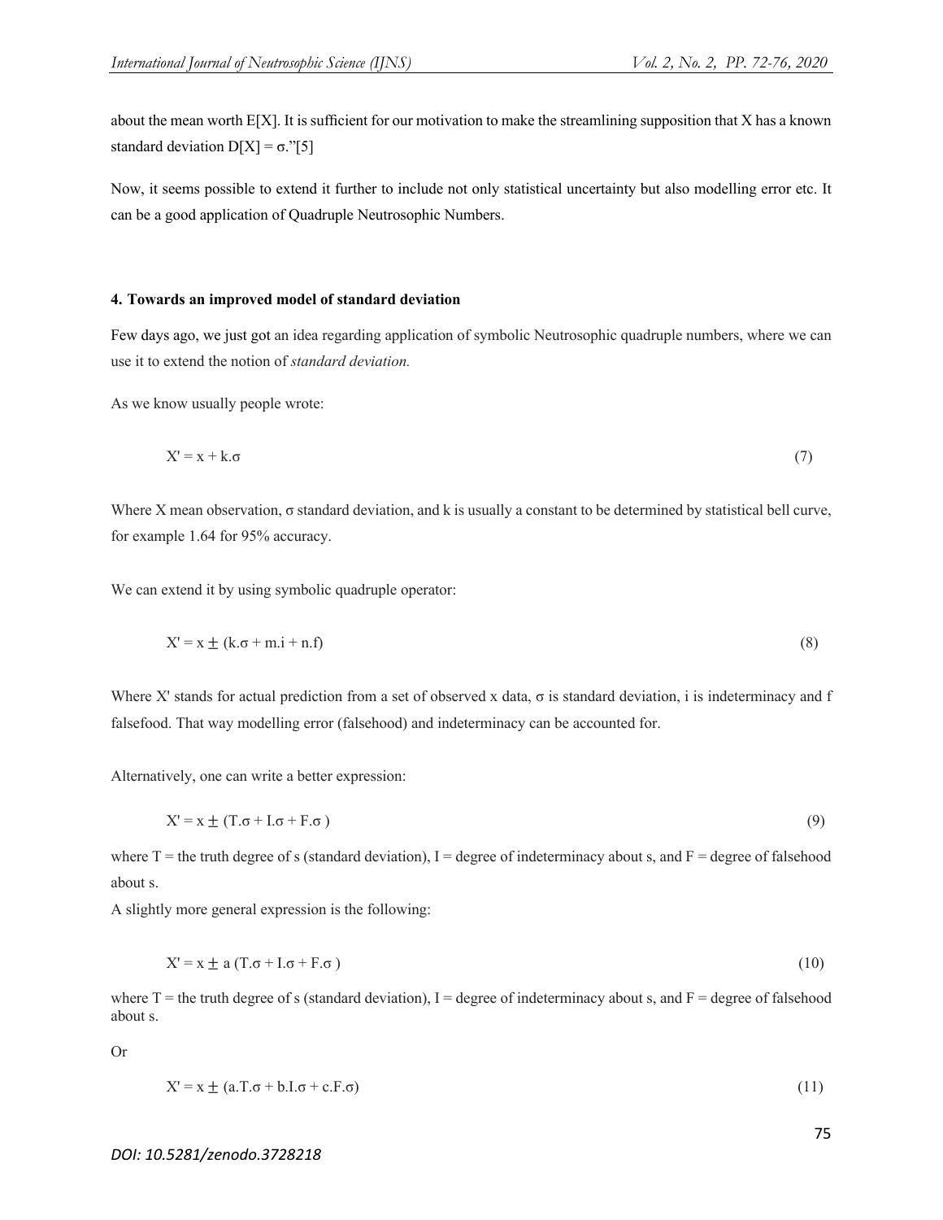about the mean worth E[X]. It is sufficient for our motivation to make the streamlining supposition that X has a known standard deviation D[X] = σ."[5]

Now, it seems possible to extend it further to include not only statistical uncertainty but also modelling error etc. It can be a good application of Quadruple Neutrosophic Numbers.

#### 4. Towards an improved model of standard deviation

Few days ago, we just got an idea regarding application of symbolic Neutrosophic quadruple numbers, where we can use it to extend the notion of *standard deviation.*

As we know usually people wrote:

$$X' = x + k.\sigma \tag{7}$$

Where X mean observation, σ standard deviation, and k is usually a constant to be determined by statistical bell curve, for example 1.64 for 95% accuracy.

We can extend it by using symbolic quadruple operator:

$$X' = x \pm (k.\sigma + m.i + n.f) \tag{8}$$

Where X' stands for actual prediction from a set of observed x data, σ is standard deviation, i is indeterminacy and f falsefood. That way modelling error (falsehood) and indeterminacy can be accounted for.

Alternatively, one can write a better expression:

$$X' = x \pm (T.\sigma + I.\sigma + F.\sigma) \tag{9}$$

where T = the truth degree of s (standard deviation), I = degree of indeterminacy about s, and F = degree of falsehood about s.

A slightly more general expression is the following:

$$X' = x \pm a\,(T.\sigma + I.\sigma + F.\sigma) \tag{10}$$

where T = the truth degree of s (standard deviation), I = degree of indeterminacy about s, and F = degree of falsehood about s.

Or

$$X' = x \pm (a.T.\sigma + b.I.\sigma + c.F.\sigma) \tag{11}$$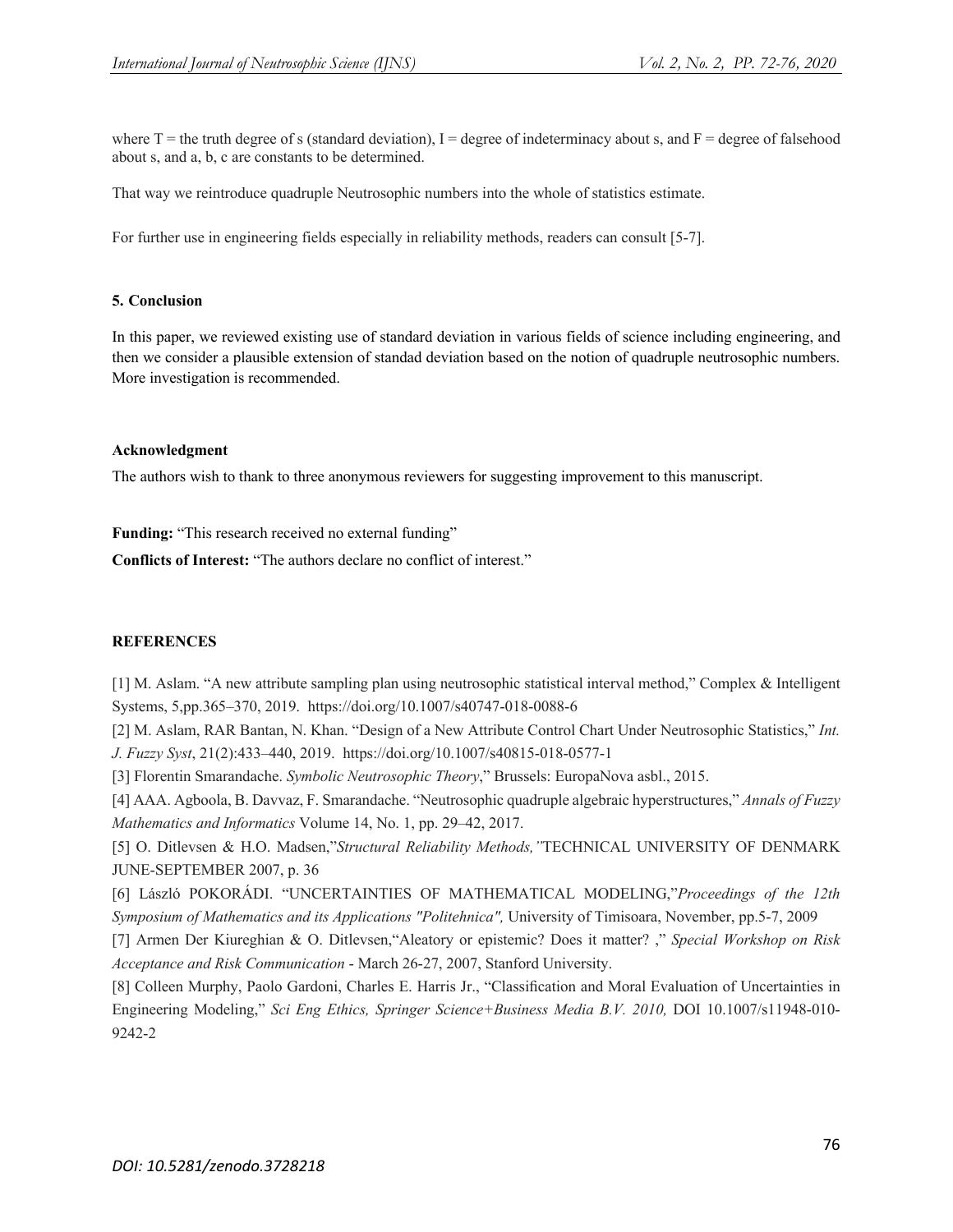where $T$ = the truth degree of s (standard deviation), $I$ = degree of indeterminacy about s, and $F$ = degree of falsehood about s, and a, b, c are constants to be determined.

That way we reintroduce quadruple Neutrosophic numbers into the whole of statistics estimate.

For further use in engineering fields especially in reliability methods, readers can consult [5-7].

## 5. Conclusion

In this paper, we reviewed existing use of standard deviation in various fields of science including engineering, and then we consider a plausible extension of standad deviation based on the notion of quadruple neutrosophic numbers. More investigation is recommended.

## Acknowledgment

The authors wish to thank to three anonymous reviewers for suggesting improvement to this manuscript.

**Funding:** "This research received no external funding"

**Conflicts of Interest:** "The authors declare no conflict of interest."

## REFERENCES

[1] M. Aslam. "A new attribute sampling plan using neutrosophic statistical interval method," Complex & Intelligent Systems, 5,pp.365–370, 2019. https://doi.org/10.1007/s40747-018-0088-6

[2] M. Aslam, RAR Bantan, N. Khan. "Design of a New Attribute Control Chart Under Neutrosophic Statistics," *Int. J. Fuzzy Syst*, 21(2):433–440, 2019. https://doi.org/10.1007/s40815-018-0577-1

[3] Florentin Smarandache. *Symbolic Neutrosophic Theory*," Brussels: EuropaNova asbl., 2015.

[4] AAA. Agboola, B. Davvaz, F. Smarandache. "Neutrosophic quadruple algebraic hyperstructures," *Annals of Fuzzy Mathematics and Informatics* Volume 14, No. 1, pp. 29–42, 2017.

[5] O. Ditlevsen & H.O. Madsen,"*Structural Reliability Methods,"* TECHNICAL UNIVERSITY OF DENMARK JUNE-SEPTEMBER 2007, p. 36

[6] László POKORÁDI. "UNCERTAINTIES OF MATHEMATICAL MODELING,"*Proceedings of the 12th Symposium of Mathematics and its Applications "Politehnica",* University of Timisoara, November, pp.5-7, 2009

[7] Armen Der Kiureghian & O. Ditlevsen,"Aleatory or epistemic? Does it matter? ," *Special Workshop on Risk Acceptance and Risk Communication* - March 26-27, 2007, Stanford University.

[8] Colleen Murphy, Paolo Gardoni, Charles E. Harris Jr., "Classification and Moral Evaluation of Uncertainties in Engineering Modeling," *Sci Eng Ethics, Springer Science+Business Media B.V. 2010,* DOI 10.1007/s11948-010-9242-2